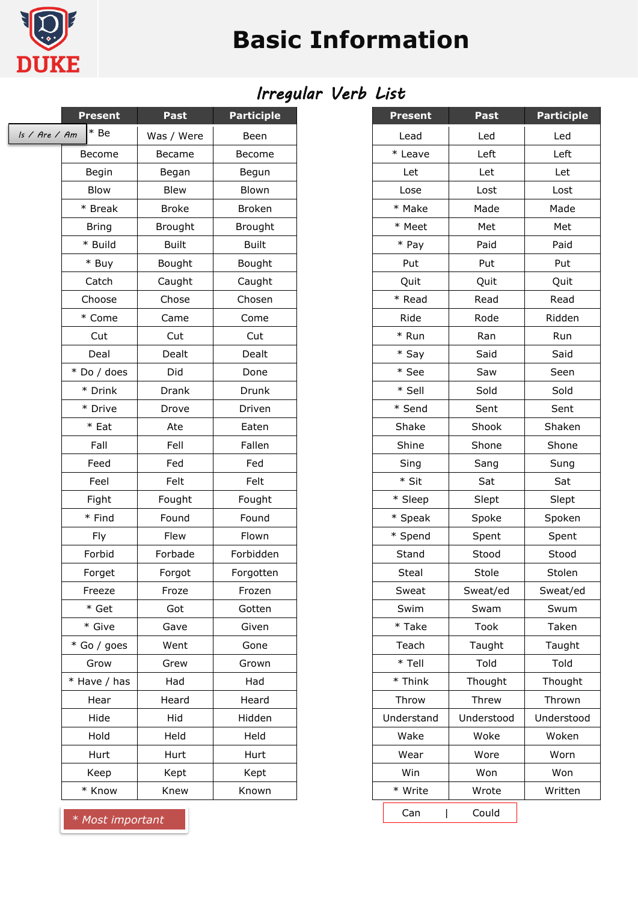DUKE

# Basic Information

## Irregular Verb List

Is / Are / Am

| Present | Past | Participle |
|---|---|---|
| * Be | Was / Were | Been |
| Become | Became | Become |
| Begin | Began | Begun |
| Blow | Blew | Blown |
| * Break | Broke | Broken |
| Bring | Brought | Brought |
| * Build | Built | Built |
| * Buy | Bought | Bought |
| Catch | Caught | Caught |
| Choose | Chose | Chosen |
| * Come | Came | Come |
| Cut | Cut | Cut |
| Deal | Dealt | Dealt |
| * Do / does | Did | Done |
| * Drink | Drank | Drunk |
| * Drive | Drove | Driven |
| * Eat | Ate | Eaten |
| Fall | Fell | Fallen |
| Feed | Fed | Fed |
| Feel | Felt | Felt |
| Fight | Fought | Fought |
| * Find | Found | Found |
| Fly | Flew | Flown |
| Forbid | Forbade | Forbidden |
| Forget | Forgot | Forgotten |
| Freeze | Froze | Frozen |
| * Get | Got | Gotten |
| * Give | Gave | Given |
| * Go / goes | Went | Gone |
| Grow | Grew | Grown |
| * Have / has | Had | Had |
| Hear | Heard | Heard |
| Hide | Hid | Hidden |
| Hold | Held | Held |
| Hurt | Hurt | Hurt |
| Keep | Kept | Kept |
| * Know | Knew | Known |

* Most important

| Present | Past | Participle |
|---|---|---|
| Lead | Led | Led |
| * Leave | Left | Left |
| Let | Let | Let |
| Lose | Lost | Lost |
| * Make | Made | Made |
| * Meet | Met | Met |
| * Pay | Paid | Paid |
| Put | Put | Put |
| Quit | Quit | Quit |
| * Read | Read | Read |
| Ride | Rode | Ridden |
| * Run | Ran | Run |
| * Say | Said | Said |
| * See | Saw | Seen |
| * Sell | Sold | Sold |
| * Send | Sent | Sent |
| Shake | Shook | Shaken |
| Shine | Shone | Shone |
| Sing | Sang | Sung |
| * Sit | Sat | Sat |
| * Sleep | Slept | Slept |
| * Speak | Spoke | Spoken |
| * Spend | Spent | Spent |
| Stand | Stood | Stood |
| Steal | Stole | Stolen |
| Sweat | Sweat/ed | Sweat/ed |
| Swim | Swam | Swum |
| * Take | Took | Taken |
| Teach | Taught | Taught |
| * Tell | Told | Told |
| * Think | Thought | Thought |
| Throw | Threw | Thrown |
| Understand | Understood | Understood |
| Wake | Woke | Woken |
| Wear | Wore | Worn |
| Win | Won | Won |
| * Write | Wrote | Written |

Can | Could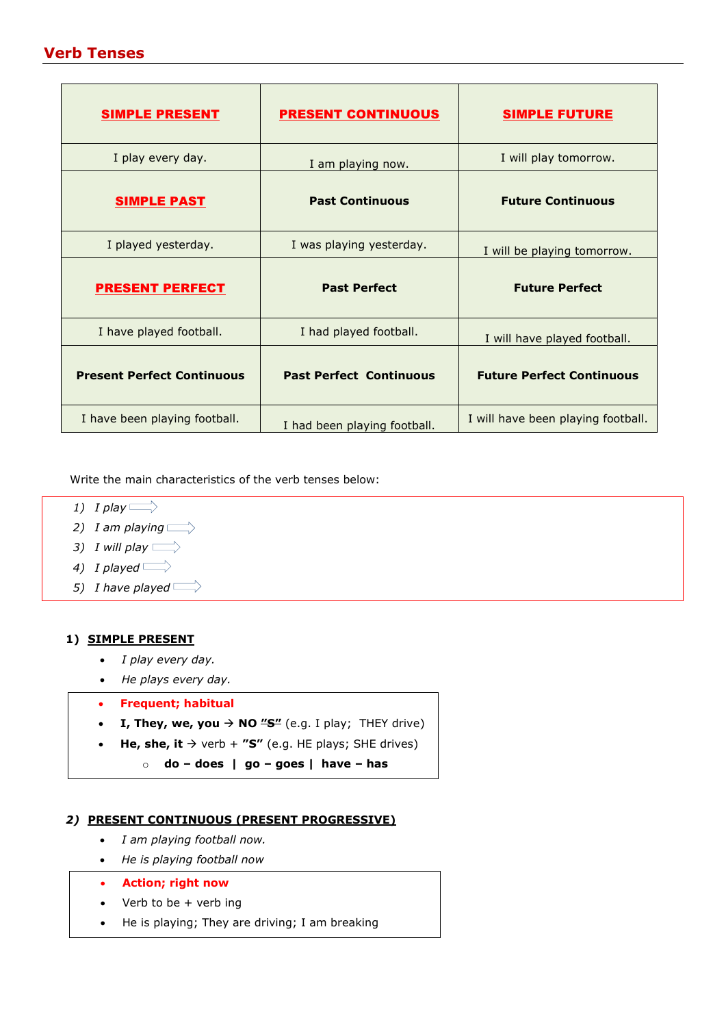## Verb Tenses

| **SIMPLE PRESENT** | **PRESENT CONTINUOUS** | **SIMPLE FUTURE** |
|---|---|---|
| I play every day. | I am playing now. | I will play tomorrow. |
| **SIMPLE PAST** | **Past Continuous** | **Future Continuous** |
| I played yesterday. | I was playing yesterday. | I will be playing tomorrow. |
| **PRESENT PERFECT** | **Past Perfect** | **Future Perfect** |
| I have played football. | I had played football. | I will have played football. |
| **Present Perfect Continuous** | **Past Perfect Continuous** | **Future Perfect Continuous** |
| I have been playing football. | I had been playing football. | I will have been playing football. |

Write the main characteristics of the verb tenses below:

1) *I play* ⇨
2) *I am playing* ⇨
3) *I will play* ⇨
4) *I played* ⇨
5) *I have played* ⇨

**1) SIMPLE PRESENT**

- *I play every day.*
- *He plays every day.*

- **Frequent; habitual**
- **I, They, we, you** → **NO "S"** (e.g. I play; THEY drive)
- **He, she, it** → verb + **"S"** (e.g. HE plays; SHE drives)
    - **do – does | go – goes | have – has**

***2)*** **PRESENT CONTINUOUS (PRESENT PROGRESSIVE)**

- *I am playing football now.*
- *He is playing football now*

- **Action; right now**
- Verb to be + verb ing
- He is playing; They are driving; I am breaking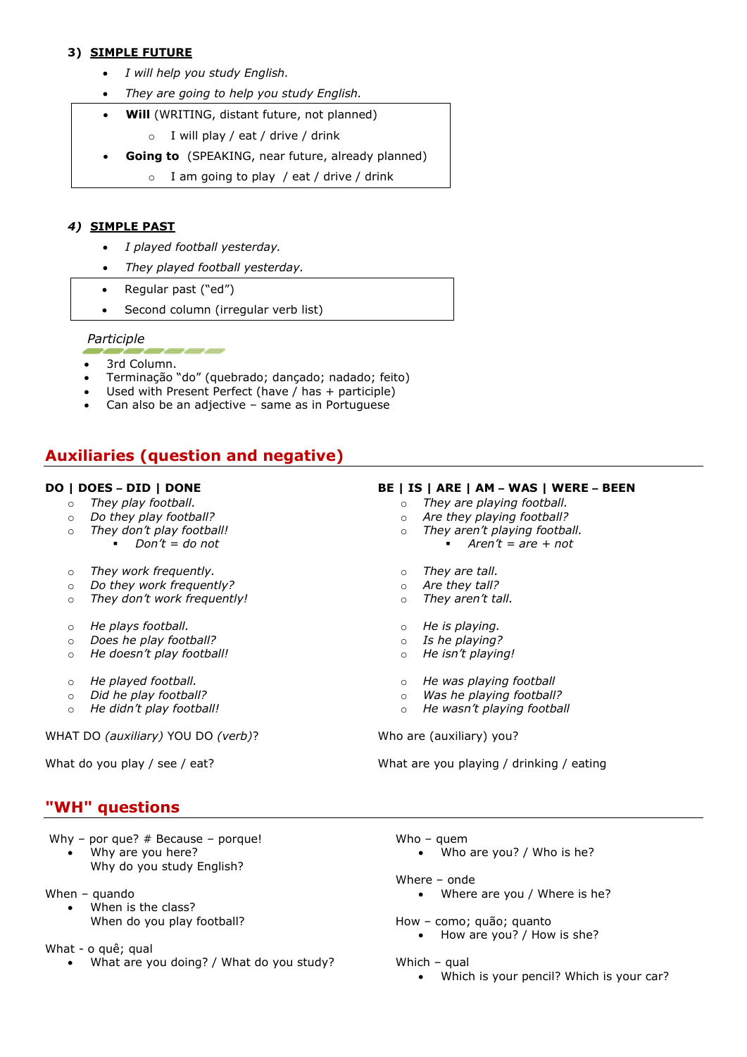### 3) SIMPLE FUTURE

- *I will help you study English.*
- *They are going to help you study English.*

- **Will** (WRITING, distant future, not planned)
  - I will play / eat / drive / drink
- **Going to** (SPEAKING, near future, already planned)
  - I am going to play / eat / drive / drink

### *4)* SIMPLE PAST

- *I played football yesterday.*
- *They played football yesterday.*

- Regular past ("ed")
- Second column (irregular verb list)

*Participle*

- 3rd Column.
- Terminação "do" (quebrado; dançado; nadado; feito)
- Used with Present Perfect (have / has + participle)
- Can also be an adjective – same as in Portuguese

## Auxiliaries (question and negative)

**DO | DOES – DID | DONE**

- *They play football.*
- *Do they play football?*
- *They don't play football!*
  - *Don't = do not*

- *They work frequently.*
- *Do they work frequently?*
- *They don't work frequently!*

- *He plays football.*
- *Does he play football?*
- *He doesn't play football!*

- *He played football.*
- *Did he play football?*
- *He didn't play football!*

WHAT DO *(auxiliary)* YOU DO *(verb)*?

What do you play / see / eat?

**BE | IS | ARE | AM – WAS | WERE – BEEN**

- *They are playing football.*
- *Are they playing football?*
- *They aren't playing football.*
  - *Aren't = are + not*

- *They are tall.*
- *Are they tall?*
- *They aren't tall.*

- *He is playing.*
- *Is he playing?*
- *He isn't playing!*

- *He was playing football*
- *Was he playing football?*
- *He wasn't playing football*

Who are (auxiliary) you?

What are you playing / drinking / eating

## "WH" questions

Why – por que? # Because – porque!
- Why are you here?
  Why do you study English?

When – quando
- When is the class?
  When do you play football?

What - o quê; qual
- What are you doing? / What do you study?

Who – quem
- Who are you? / Who is he?

Where – onde
- Where are you / Where is he?

How – como; quão; quanto
- How are you? / How is she?

Which – qual
- Which is your pencil? Which is your car?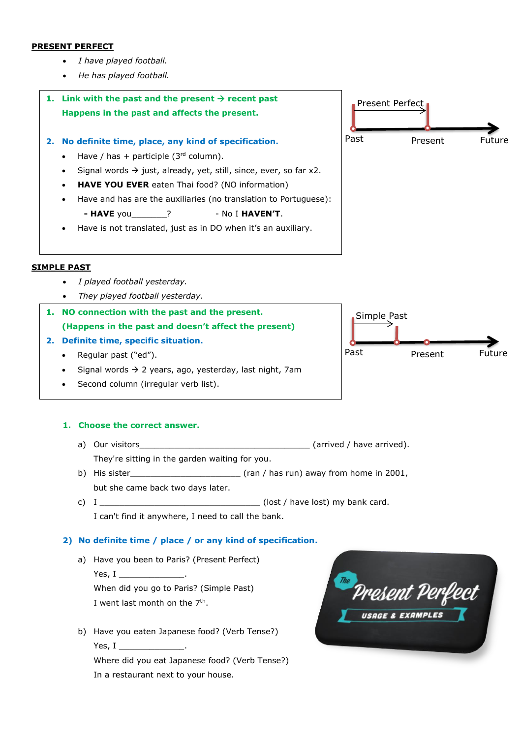**PRESENT PERFECT**

- *I have played football.*
- *He has played football.*

1. **Link with the past and the present → recent past**
   **Happens in the past and affects the present.**

2. **No definite time, place, any kind of specification.**
   - Have / has + participle (3rd column).
   - Signal words → just, already, yet, still, since, ever, so far x2.
   - **HAVE YOU EVER** eaten Thai food? (NO information)
   - Have and has are the auxiliaries (no translation to Portuguese):
     **- HAVE** you_______?  - No I **HAVEN'T**.
   - Have is not translated, just as in DO when it's an auxiliary.

Present Perfect
Past
Present
Future

**SIMPLE PAST**

- *I played football yesterday.*
- *They played football yesterday.*

1. **NO connection with the past and the present.**
   **(Happens in the past and doesn't affect the present)**
2. **Definite time, specific situation.**
   - Regular past ("ed").
   - Signal words → 2 years, ago, yesterday, last night, 7am
   - Second column (irregular verb list).

Simple Past
Past
Present
Future

**1. Choose the correct answer.**

a) Our visitors_________________________________________ (arrived / have arrived).
   They're sitting in the garden waiting for you.

b) His sister__________________________ (ran / has run) away from home in 2001,
   but she came back two days later.

c) I ______________________________________ (lost / have lost) my bank card.
   I can't find it anywhere, I need to call the bank.

**2) No definite time / place / or any kind of specification.**

a) Have you been to Paris? (Present Perfect)
   Yes, I ______________.
   When did you go to Paris? (Simple Past)
   I went last month on the 7th.

b) Have you eaten Japanese food? (Verb Tense?)
   Yes, I ______________.
   Where did you eat Japanese food? (Verb Tense?)
   In a restaurant next to your house.

The Present Perfect
USAGE & EXAMPLES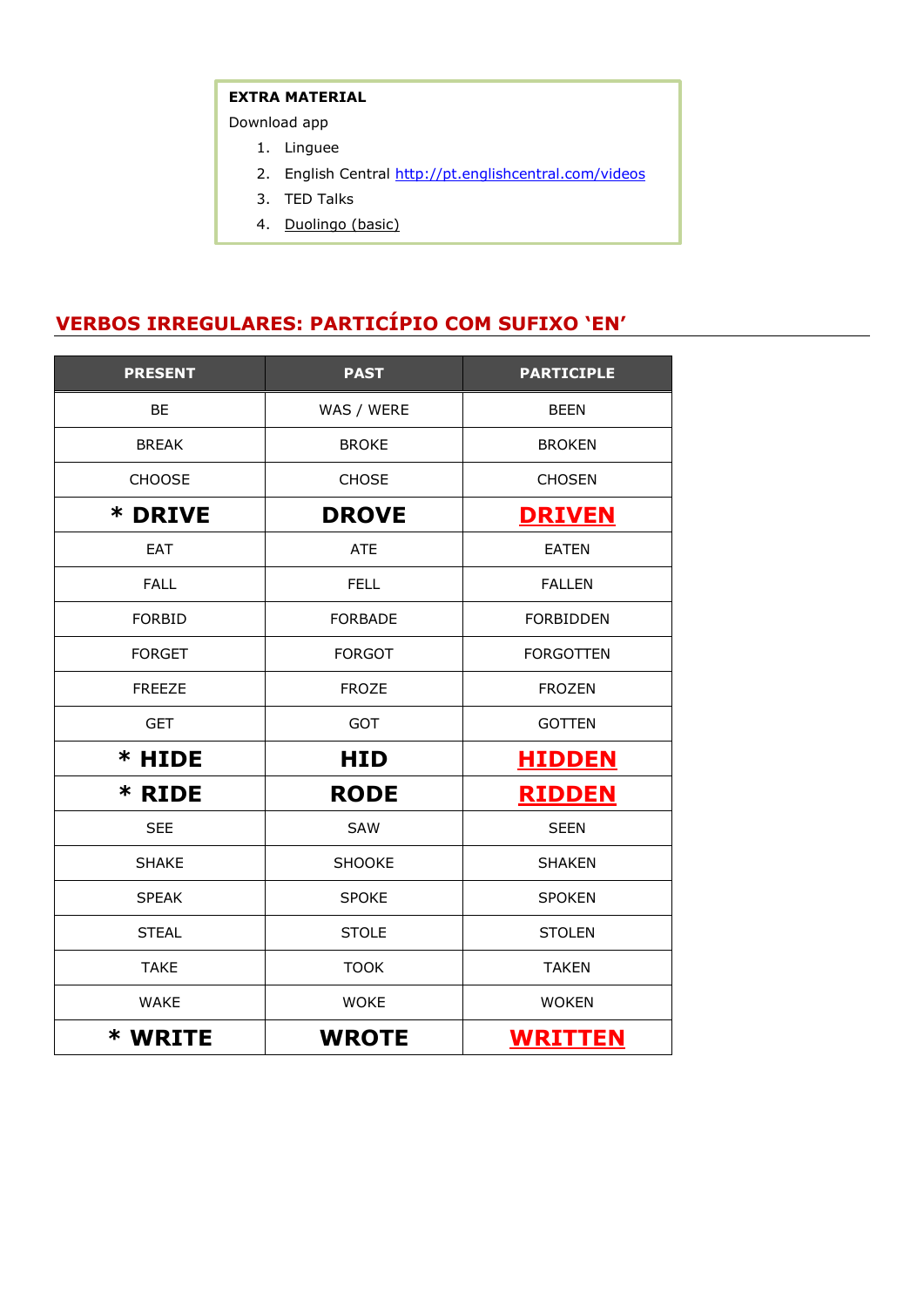**EXTRA MATERIAL**

Download app

1. Linguee
2. English Central http://pt.englishcentral.com/videos
3. TED Talks
4. Duolingo (basic)

## VERBOS IRREGULARES: PARTICÍPIO COM SUFIXO 'EN'

| PRESENT | PAST | PARTICIPLE |
|---|---|---|
| BE | WAS / WERE | BEEN |
| BREAK | BROKE | BROKEN |
| CHOOSE | CHOSE | CHOSEN |
| **\* DRIVE** | **DROVE** | **DRIVEN** |
| EAT | ATE | EATEN |
| FALL | FELL | FALLEN |
| FORBID | FORBADE | FORBIDDEN |
| FORGET | FORGOT | FORGOTTEN |
| FREEZE | FROZE | FROZEN |
| GET | GOT | GOTTEN |
| **\* HIDE** | **HID** | **HIDDEN** |
| **\* RIDE** | **RODE** | **RIDDEN** |
| SEE | SAW | SEEN |
| SHAKE | SHOOKE | SHAKEN |
| SPEAK | SPOKE | SPOKEN |
| STEAL | STOLE | STOLEN |
| TAKE | TOOK | TAKEN |
| WAKE | WOKE | WOKEN |
| **\* WRITE** | **WROTE** | **WRITTEN** |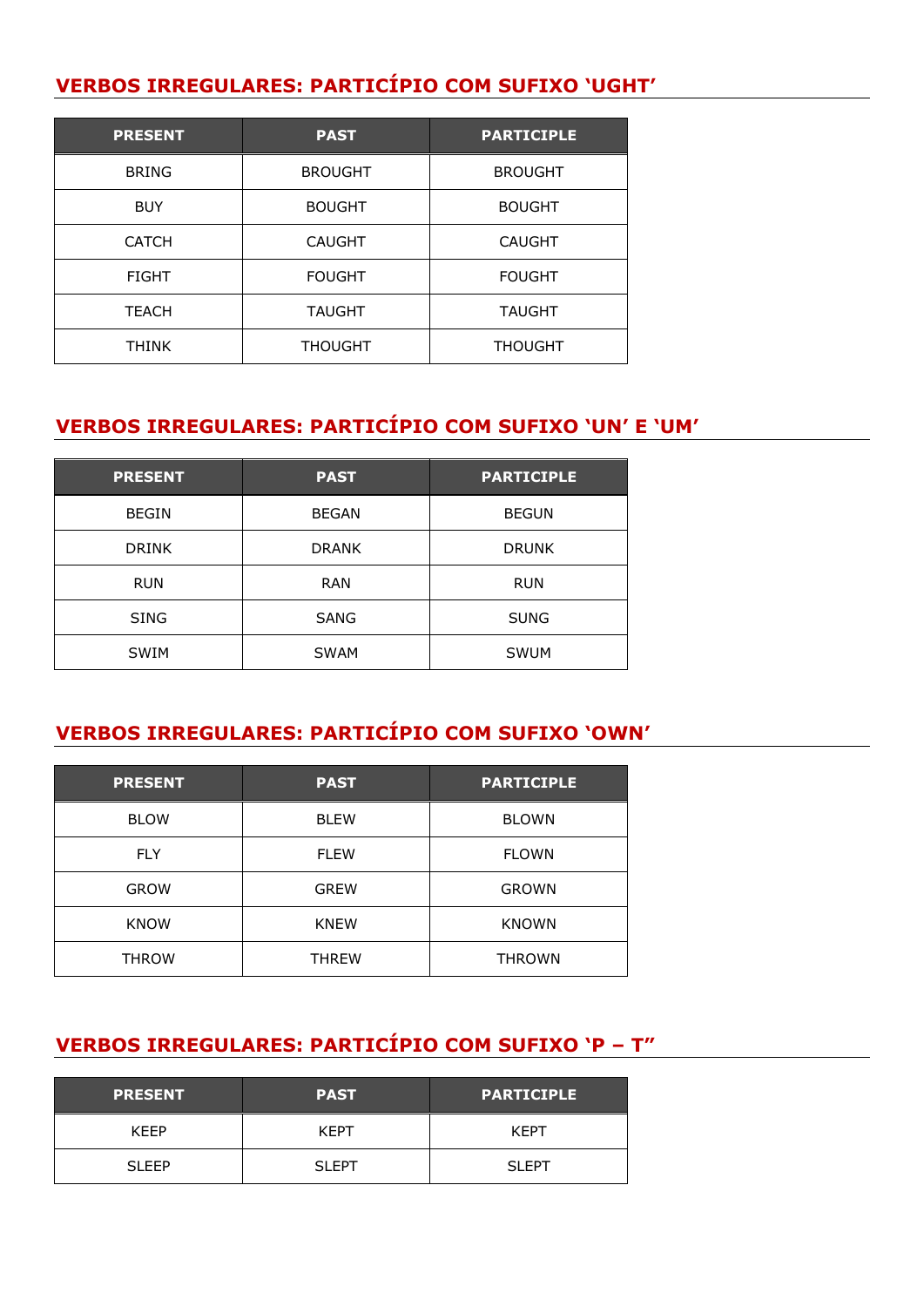## VERBOS IRREGULARES: PARTICÍPIO COM SUFIXO 'UGHT'

| PRESENT | PAST | PARTICIPLE |
|---|---|---|
| BRING | BROUGHT | BROUGHT |
| BUY | BOUGHT | BOUGHT |
| CATCH | CAUGHT | CAUGHT |
| FIGHT | FOUGHT | FOUGHT |
| TEACH | TAUGHT | TAUGHT |
| THINK | THOUGHT | THOUGHT |

## VERBOS IRREGULARES: PARTICÍPIO COM SUFIXO 'UN' E 'UM'

| PRESENT | PAST | PARTICIPLE |
|---|---|---|
| BEGIN | BEGAN | BEGUN |
| DRINK | DRANK | DRUNK |
| RUN | RAN | RUN |
| SING | SANG | SUNG |
| SWIM | SWAM | SWUM |

## VERBOS IRREGULARES: PARTICÍPIO COM SUFIXO 'OWN'

| PRESENT | PAST | PARTICIPLE |
|---|---|---|
| BLOW | BLEW | BLOWN |
| FLY | FLEW | FLOWN |
| GROW | GREW | GROWN |
| KNOW | KNEW | KNOWN |
| THROW | THREW | THROWN |

## VERBOS IRREGULARES: PARTICÍPIO COM SUFIXO 'P – T"

| PRESENT | PAST | PARTICIPLE |
|---|---|---|
| KEEP | KEPT | KEPT |
| SLEEP | SLEPT | SLEPT |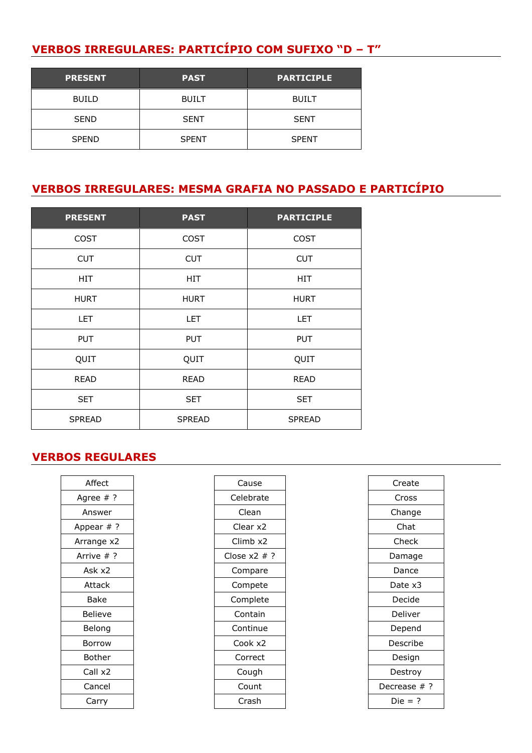## VERBOS IRREGULARES: PARTICÍPIO COM SUFIXO "D – T"

| PRESENT | PAST | PARTICIPLE |
|---|---|---|
| BUILD | BUILT | BUILT |
| SEND | SENT | SENT |
| SPEND | SPENT | SPENT |

## VERBOS IRREGULARES: MESMA GRAFIA NO PASSADO E PARTICÍPIO

| PRESENT | PAST | PARTICIPLE |
|---|---|---|
| COST | COST | COST |
| CUT | CUT | CUT |
| HIT | HIT | HIT |
| HURT | HURT | HURT |
| LET | LET | LET |
| PUT | PUT | PUT |
| QUIT | QUIT | QUIT |
| READ | READ | READ |
| SET | SET | SET |
| SPREAD | SPREAD | SPREAD |

## VERBOS REGULARES

| |
|---|
| Affect |
| Agree # ? |
| Answer |
| Appear # ? |
| Arrange x2 |
| Arrive # ? |
| Ask x2 |
| Attack |
| Bake |
| Believe |
| Belong |
| Borrow |
| Bother |
| Call x2 |
| Cancel |
| Carry |

| |
|---|
| Cause |
| Celebrate |
| Clean |
| Clear x2 |
| Climb x2 |
| Close x2 # ? |
| Compare |
| Compete |
| Complete |
| Contain |
| Continue |
| Cook x2 |
| Correct |
| Cough |
| Count |
| Crash |

| |
|---|
| Create |
| Cross |
| Change |
| Chat |
| Check |
| Damage |
| Dance |
| Date x3 |
| Decide |
| Deliver |
| Depend |
| Describe |
| Design |
| Destroy |
| Decrease # ? |
| Die = ? |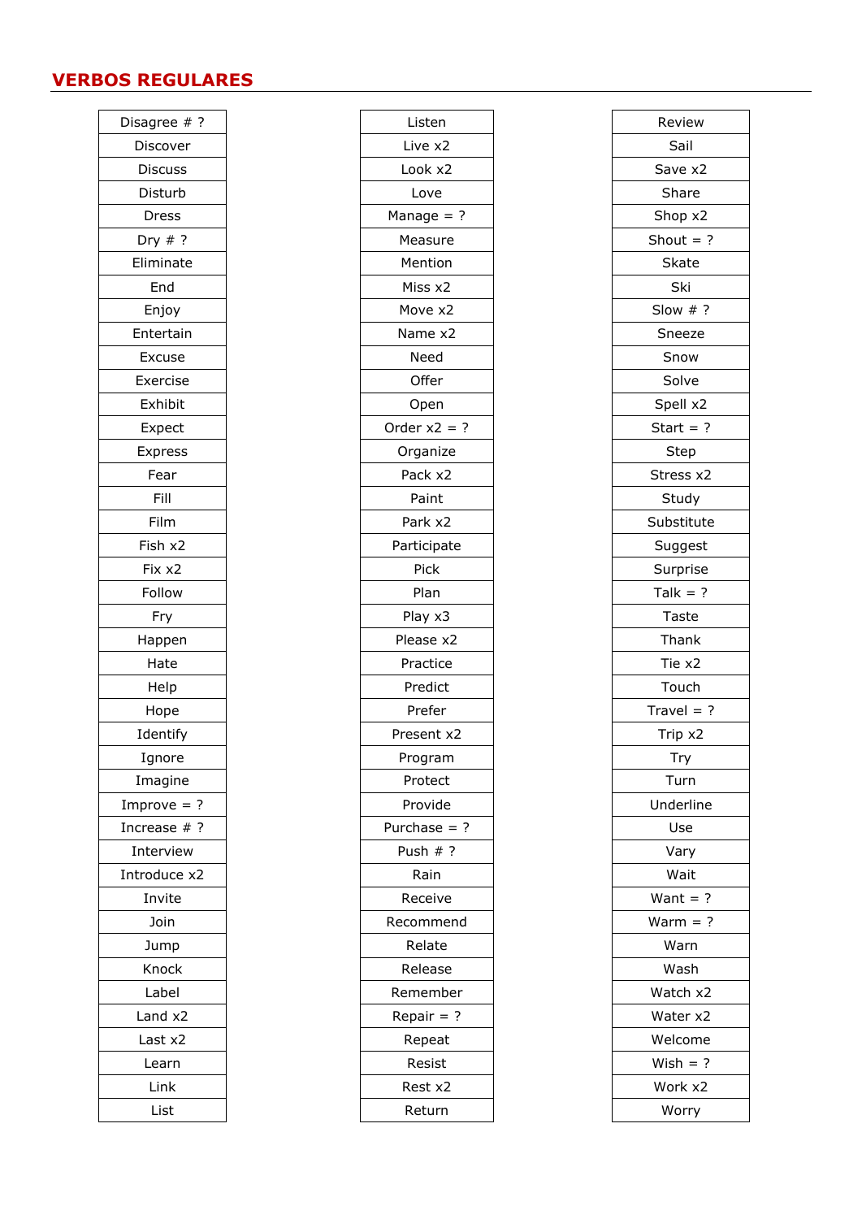## VERBOS REGULARES

| | | |
|---|---|---|
| Disagree # ? | Listen | Review |
| Discover | Live x2 | Sail |
| Discuss | Look x2 | Save x2 |
| Disturb | Love | Share |
| Dress | Manage = ? | Shop x2 |
| Dry # ? | Measure | Shout = ? |
| Eliminate | Mention | Skate |
| End | Miss x2 | Ski |
| Enjoy | Move x2 | Slow # ? |
| Entertain | Name x2 | Sneeze |
| Excuse | Need | Snow |
| Exercise | Offer | Solve |
| Exhibit | Open | Spell x2 |
| Expect | Order x2 = ? | Start = ? |
| Express | Organize | Step |
| Fear | Pack x2 | Stress x2 |
| Fill | Paint | Study |
| Film | Park x2 | Substitute |
| Fish x2 | Participate | Suggest |
| Fix x2 | Pick | Surprise |
| Follow | Plan | Talk = ? |
| Fry | Play x3 | Taste |
| Happen | Please x2 | Thank |
| Hate | Practice | Tie x2 |
| Help | Predict | Touch |
| Hope | Prefer | Travel = ? |
| Identify | Present x2 | Trip x2 |
| Ignore | Program | Try |
| Imagine | Protect | Turn |
| Improve = ? | Provide | Underline |
| Increase # ? | Purchase = ? | Use |
| Interview | Push # ? | Vary |
| Introduce x2 | Rain | Wait |
| Invite | Receive | Want = ? |
| Join | Recommend | Warm = ? |
| Jump | Relate | Warn |
| Knock | Release | Wash |
| Label | Remember | Watch x2 |
| Land x2 | Repair = ? | Water x2 |
| Last x2 | Repeat | Welcome |
| Learn | Resist | Wish = ? |
| Link | Rest x2 | Work x2 |
| List | Return | Worry |